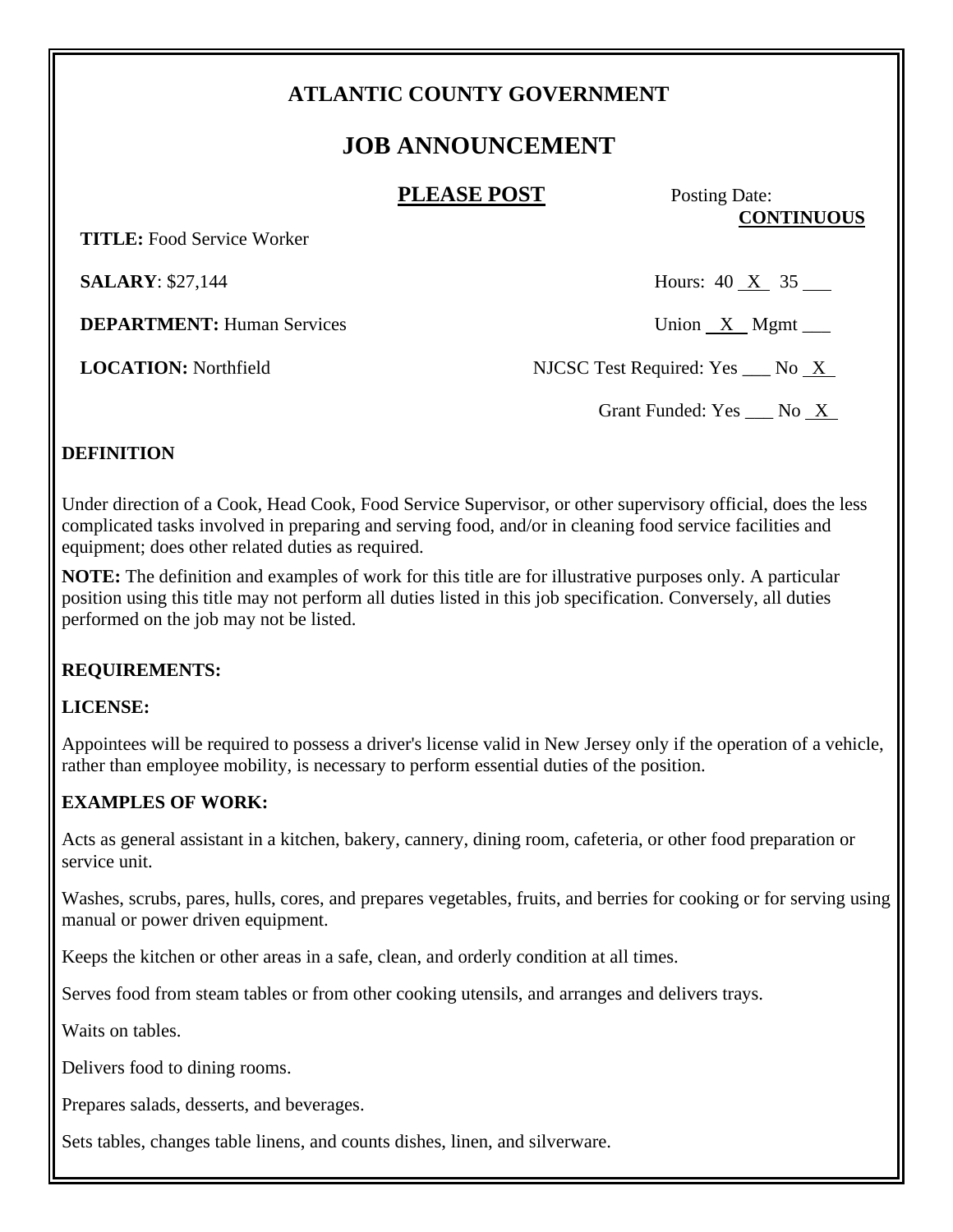# ATLANTIC COUNTY GOVERNMENT

## JOB ANNOUNCEMENT

**PLEASE POST**

Posting Date: **CONTINUOUS**

**TITLE:** Food Service Worker

**SALARY**: $27,144

Hours: 40 X 35 ___

**DEPARTMENT:** Human Services

Union X Mgmt ___

**LOCATION:** Northfield

NJCSC Test Required: Yes ___ No X

Grant Funded: Yes ___ No X

### DEFINITION

Under direction of a Cook, Head Cook, Food Service Supervisor, or other supervisory official, does the less complicated tasks involved in preparing and serving food, and/or in cleaning food service facilities and equipment; does other related duties as required.

**NOTE:** The definition and examples of work for this title are for illustrative purposes only. A particular position using this title may not perform all duties listed in this job specification. Conversely, all duties performed on the job may not be listed.

### REQUIREMENTS:

### LICENSE:

Appointees will be required to possess a driver's license valid in New Jersey only if the operation of a vehicle, rather than employee mobility, is necessary to perform essential duties of the position.

### EXAMPLES OF WORK:

Acts as general assistant in a kitchen, bakery, cannery, dining room, cafeteria, or other food preparation or service unit.

Washes, scrubs, pares, hulls, cores, and prepares vegetables, fruits, and berries for cooking or for serving using manual or power driven equipment.

Keeps the kitchen or other areas in a safe, clean, and orderly condition at all times.

Serves food from steam tables or from other cooking utensils, and arranges and delivers trays.

Waits on tables.

Delivers food to dining rooms.

Prepares salads, desserts, and beverages.

Sets tables, changes table linens, and counts dishes, linen, and silverware.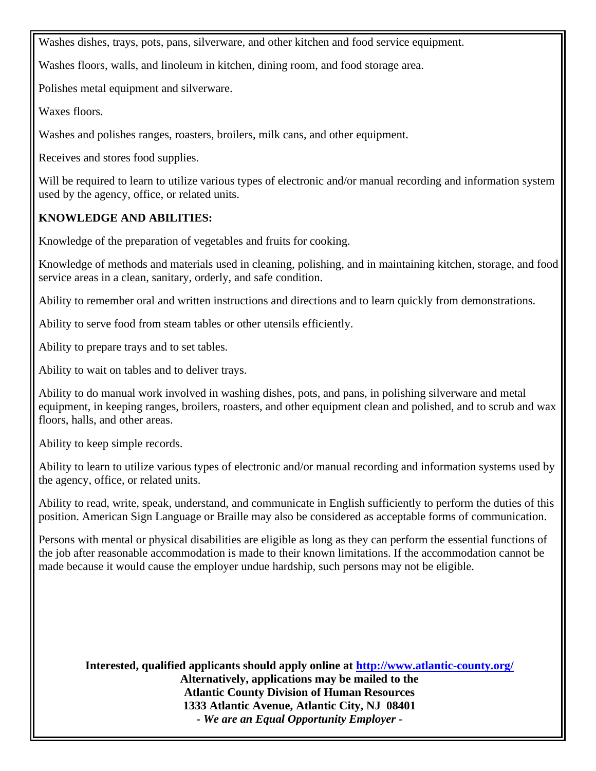Washes dishes, trays, pots, pans, silverware, and other kitchen and food service equipment.

Washes floors, walls, and linoleum in kitchen, dining room, and food storage area.

Polishes metal equipment and silverware.

Waxes floors.

Washes and polishes ranges, roasters, broilers, milk cans, and other equipment.

Receives and stores food supplies.

Will be required to learn to utilize various types of electronic and/or manual recording and information system used by the agency, office, or related units.

**KNOWLEDGE AND ABILITIES:**

Knowledge of the preparation of vegetables and fruits for cooking.

Knowledge of methods and materials used in cleaning, polishing, and in maintaining kitchen, storage, and food service areas in a clean, sanitary, orderly, and safe condition.

Ability to remember oral and written instructions and directions and to learn quickly from demonstrations.

Ability to serve food from steam tables or other utensils efficiently.

Ability to prepare trays and to set tables.

Ability to wait on tables and to deliver trays.

Ability to do manual work involved in washing dishes, pots, and pans, in polishing silverware and metal equipment, in keeping ranges, broilers, roasters, and other equipment clean and polished, and to scrub and wax floors, halls, and other areas.

Ability to keep simple records.

Ability to learn to utilize various types of electronic and/or manual recording and information systems used by the agency, office, or related units.

Ability to read, write, speak, understand, and communicate in English sufficiently to perform the duties of this position. American Sign Language or Braille may also be considered as acceptable forms of communication.

Persons with mental or physical disabilities are eligible as long as they can perform the essential functions of the job after reasonable accommodation is made to their known limitations. If the accommodation cannot be made because it would cause the employer undue hardship, such persons may not be eligible.

**Interested, qualified applicants should apply online at [http://www.atlantic-county.org/](http://www.atlantic-county.org/)**
**Alternatively, applications may be mailed to the**
**Atlantic County Division of Human Resources**
**1333 Atlantic Avenue, Atlantic City, NJ 08401**
***- We are an Equal Opportunity Employer -***